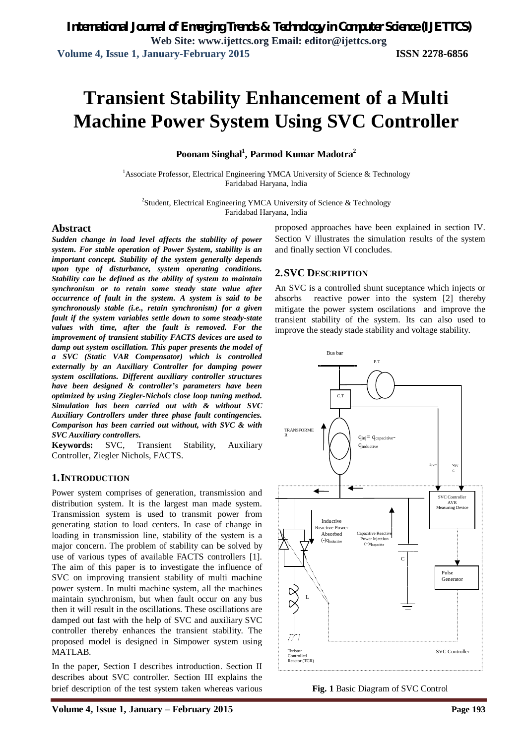# Transient Stability Enhancement of a Multi Machine Power System Using SVC Controller

**Poonam Singhal[1], Parmod Kumar Madotra[2]**

[1]Associate Professor, Electrical Engineering YMCA University of Science & Technology
Faridabad Haryana, India

[2]Student, Electrical Engineering YMCA University of Science & Technology
Faridabad Haryana, India

## Abstract

***Sudden change in load level affects the stability of power system. For stable operation of Power System, stability is an important concept. Stability of the system generally depends upon type of disturbance, system operating conditions. Stability can be defined as the ability of system to maintain synchronism or to retain some steady state value after occurrence of fault in the system. A system is said to be synchronously stable (i.e., retain synchronism) for a given fault if the system variables settle down to some steady-state values with time, after the fault is removed. For the improvement of transient stability FACTS devices are used to damp out system oscillation. This paper presents the model of a SVC (Static VAR Compensator) which is controlled externally by an Auxiliary Controller for damping power system oscillations. Different auxiliary controller structures have been designed & controller's parameters have been optimized by using Ziegler-Nichols close loop tuning method. Simulation has been carried out with & without SVC Auxiliary Controllers under three phase fault contingencies. Comparison has been carried out without, with SVC & with SVC Auxiliary controllers.***

**Keywords:** SVC, Transient Stability, Auxiliary Controller, Ziegler Nichols, FACTS.

## 1. INTRODUCTION

Power system comprises of generation, transmission and distribution system. It is the largest man made system. Transmission system is used to transmit power from generating station to load centers. In case of change in loading in transmission line, stability of the system is a major concern. The problem of stability can be solved by use of various types of available FACTS controllers [1]. The aim of this paper is to investigate the influence of SVC on improving transient stability of multi machine power system. In multi machine system, all the machines maintain synchronism, but when fault occur on any bus then it will result in the oscillations. These oscillations are damped out fast with the help of SVC and auxiliary SVC controller thereby enhances the transient stability. The proposed model is designed in Simpower system using MATLAB.

In the paper, Section I describes introduction. Section II describes about SVC controller. Section III explains the brief description of the test system taken whereas various proposed approaches have been explained in section IV. Section V illustrates the simulation results of the system and finally section VI concludes.

## 2. SVC DESCRIPTION

An SVC is a controlled shunt suceptance which injects or absorbs reactive power into the system [2] thereby mitigate the power system oscilations and improve the transient stability of the system. Its can also used to improve the steady stade stability and voltage stability.

Bus bar

P.T

C.T

TRANSFORMER

$q_{inj} = q_{capacitive} - q_{inductive}$

$I_{SVC}$ $V_{SVC}$

SVC Controller AVR Measuring Device

Inductive Reactive Power Absorbed $(-)q_{inductive}$

Capacitive Reactive Power Injection $(+)q_{capacitive}$

C

L

Pulse Generator

Thristor Controlled Reactor (TCR)

SVC Controller

**Fig. 1** Basic Diagram of SVC Control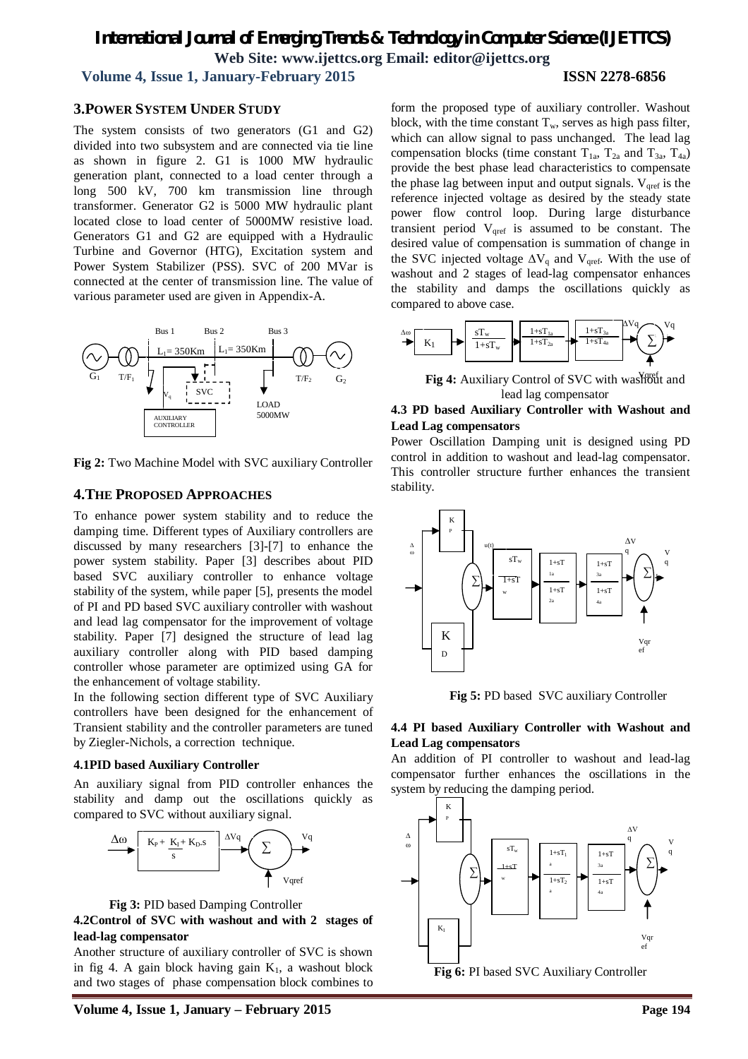## 3. POWER SYSTEM UNDER STUDY

The system consists of two generators (G1 and G2) divided into two subsystem and are connected via tie line as shown in figure 2. G1 is 1000 MW hydraulic generation plant, connected to a load center through a long 500 kV, 700 km transmission line through transformer. Generator G2 is 5000 MW hydraulic plant located close to load center of 5000MW resistive load. Generators G1 and G2 are equipped with a Hydraulic Turbine and Governor (HTG), Excitation system and Power System Stabilizer (PSS). SVC of 200 MVar is connected at the center of transmission line. The value of various parameter used are given in Appendix-A.

**Fig 2:** Two Machine Model with SVC auxiliary Controller

## 4. THE PROPOSED APPROACHES

To enhance power system stability and to reduce the damping time. Different types of Auxiliary controllers are discussed by many researchers [3]-[7] to enhance the power system stability. Paper [3] describes about PID based SVC auxiliary controller to enhance voltage stability of the system, while paper [5], presents the model of PI and PD based SVC auxiliary controller with washout and lead lag compensator for the improvement of voltage stability. Paper [7] designed the structure of lead lag auxiliary controller along with PID based damping controller whose parameter are optimized using GA for the enhancement of voltage stability.

In the following section different type of SVC Auxiliary controllers have been designed for the enhancement of Transient stability and the controller parameters are tuned by Ziegler-Nichols, a correction technique.

### 4.1 PID based Auxiliary Controller

An auxiliary signal from PID controller enhances the stability and damp out the oscillations quickly as compared to SVC without auxiliary signal.

**Fig 3:** PID based Damping Controller

### 4.2 Control of SVC with washout and with 2 stages of lead-lag compensator

Another structure of auxiliary controller of SVC is shown in fig 4. A gain block having gain $K_1$, a washout block and two stages of phase compensation block combines to form the proposed type of auxiliary controller. Washout block, with the time constant $T_w$, serves as high pass filter, which can allow signal to pass unchanged. The lead lag compensation blocks (time constant $T_{1a}$, $T_{2a}$ and $T_{3a}$, $T_{4a}$) provide the best phase lead characteristics to compensate the phase lag between input and output signals. $V_{qref}$ is the reference injected voltage as desired by the steady state power flow control loop. During large disturbance transient period $V_{qref}$ is assumed to be constant. The desired value of compensation is summation of change in the SVC injected voltage $\Delta V_q$ and $V_{qref}$. With the use of washout and 2 stages of lead-lag compensator enhances the stability and damps the oscillations quickly as compared to above case.

**Fig 4:** Auxiliary Control of SVC with washout and lead lag compensator

### 4.3 PD based Auxiliary Controller with Washout and Lead Lag compensators

Power Oscillation Damping unit is designed using PD control in addition to washout and lead-lag compensator. This controller structure further enhances the transient stability.

**Fig 5:** PD based SVC auxiliary Controller

### 4.4 PI based Auxiliary Controller with Washout and Lead Lag compensators

An addition of PI controller to washout and lead-lag compensator further enhances the oscillations in the system by reducing the damping period.

**Fig 6:** PI based SVC Auxiliary Controller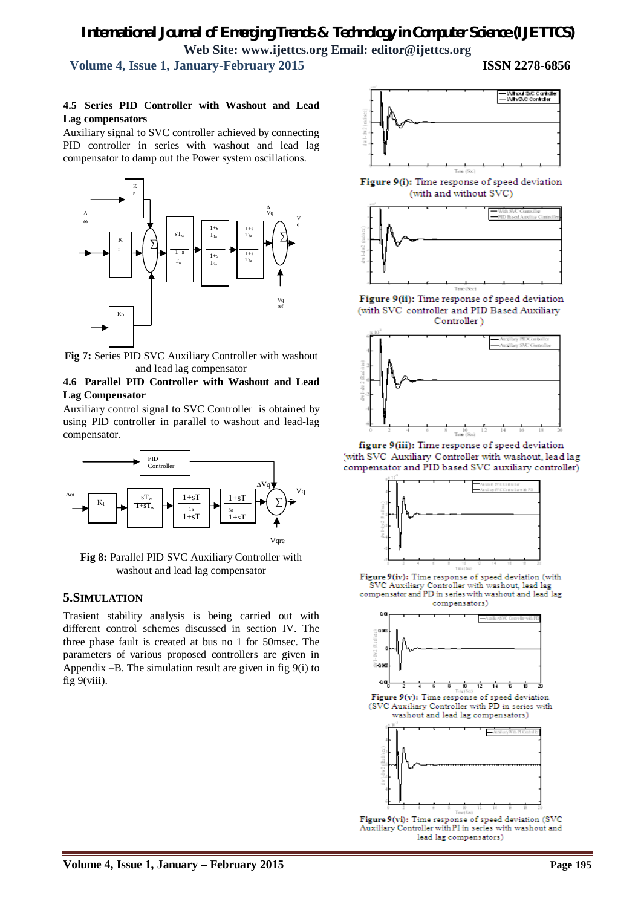### 4.5 Series PID Controller with Washout and Lead Lag compensators

Auxiliary signal to SVC controller achieved by connecting PID controller in series with washout and lead lag compensator to damp out the Power system oscillations.

**Fig 7:** Series PID SVC Auxiliary Controller with washout and lead lag compensator

### 4.6 Parallel PID Controller with Washout and Lead Lag Compensator

Auxiliary control signal to SVC Controller is obtained by using PID controller in parallel to washout and lead-lag compensator.

**Fig 8:** Parallel PID SVC Auxiliary Controller with washout and lead lag compensator

## 5. SIMULATION

Trasient stability analysis is being carried out with different control schemes discussed in section IV. The three phase fault is created at bus no 1 for 50msec. The parameters of various proposed controllers are given in Appendix –B. The simulation result are given in fig 9(i) to fig 9(viii).

**Figure 9(i):** Time response of speed deviation (with and without SVC)

**Figure 9(ii):** Time response of speed deviation (with SVC controller and PID Based Auxiliary Controller )

**figure 9(iii):** Time response of speed deviation (with SVC Auxiliary Controller with washout, lead lag compensator and PID based SVC auxiliary controller)

**Figure 9(iv):** Time response of speed deviation (with SVC Auxiliary Controller with washout, lead lag compensator and PD in series with washout and lead lag compensators)

**Figure 9(v):** Time response of speed deviation (SVC Auxiliary Controller with PD in series with washout and lead lag compensators)

**Figure 9(vi):** Time response of speed deviation (SVC Auxiliary Controller with PI in series with washout and lead lag compensators)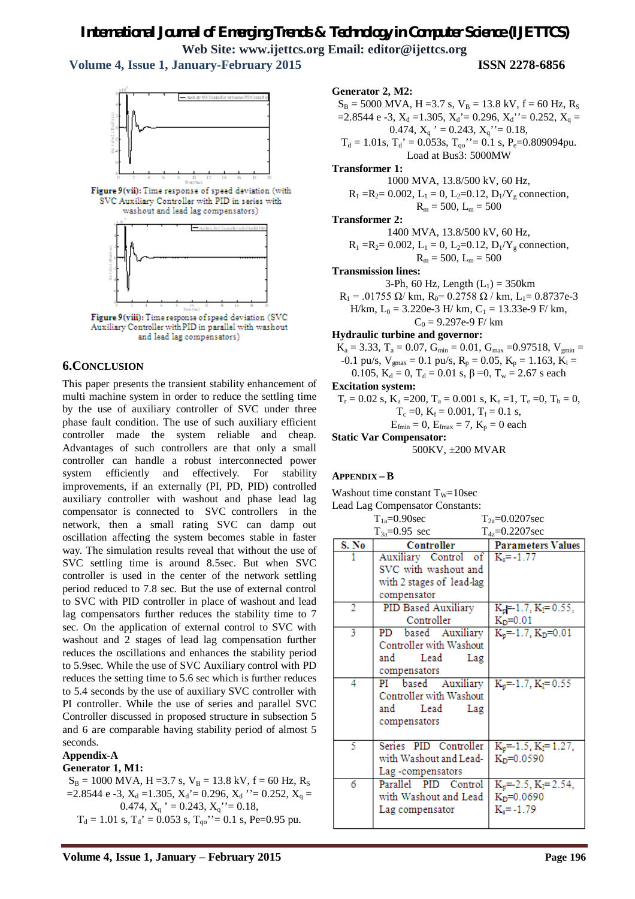Figure 9(vii): Time response of speed deviation (with SVC Auxiliary Controller with PID in series with washout and lead lag compensators)

Figure 9(viii): Time response of speed deviation (SVC Auxiliary Controller with PID in parallel with washout and lead lag compensators)

## 6. CONCLUSION

This paper presents the transient stability enhancement of multi machine system in order to reduce the settling time by the use of auxiliary controller of SVC under three phase fault condition. The use of such auxiliary efficient controller made the system reliable and cheap. Advantages of such controllers are that only a small controller can handle a robust interconnected power system efficiently and effectively. For stability improvements, if an externally (PI, PD, PID) controlled auxiliary controller with washout and phase lead lag compensator is connected to SVC controllers in the network, then a small rating SVC can damp out oscillation affecting the system becomes stable in faster way. The simulation results reveal that without the use of SVC settling time is around 8.5sec. But when SVC controller is used in the center of the network settling period reduced to 7.8 sec. But the use of external control to SVC with PID controller in place of washout and lead lag compensators further reduces the stability time to 7 sec. On the application of external control to SVC with washout and 2 stages of lead lag compensation further reduces the oscillations and enhances the stability period to 5.9sec. While the use of SVC Auxiliary control with PD reduces the setting time to 5.6 sec which is further reduces to 5.4 seconds by the use of auxiliary SVC controller with PI controller. While the use of series and parallel SVC Controller discussed in proposed structure in subsection 5 and 6 are comparable having stability period of almost 5 seconds.

### Appendix-A

**Generator 1, M1:**

$S_B$ = 1000 MVA, H =3.7 s, $V_B$ = 13.8 kV, f = 60 Hz, $R_S$ =2.8544 e -3, $X_d$ =1.305, $X_d$'= 0.296, $X_d$ ''= 0.252, $X_q$ = 0.474, $X_q$ ' = 0.243, $X_q$''= 0.18,
$T_d$ = 1.01 s, $T_d$' = 0.053 s, $T_{qo}$''= 0.1 s, Pe=0.95 pu.

**Generator 2, M2:**

$S_B$ = 5000 MVA, H =3.7 s, $V_B$ = 13.8 kV, f = 60 Hz, $R_S$ =2.8544 e -3, $X_d$ =1.305, $X_d$'= 0.296, $X_d$''= 0.252, $X_q$ = 0.474, $X_q$ ' = 0.243, $X_q$''= 0.18,
$T_d$ = 1.01s, $T_d$' = 0.053s, $T_{qo}$''= 0.1 s, $P_e$=0.809094pu.
Load at Bus3: 5000MW

**Transformer 1:**

1000 MVA, 13.8/500 kV, 60 Hz,
$R_1$ =$R_2$= 0.002, $L_1$ = 0, $L_2$=0.12, $D_1/Y_g$ connection,
$R_m$ = 500, $L_m$ = 500

**Transformer 2:**

1400 MVA, 13.8/500 kV, 60 Hz,
$R_1$ =$R_2$= 0.002, $L_1$ = 0, $L_2$=0.12, $D_1/Y_g$ connection,
$R_m$ = 500, $L_m$ = 500

**Transmission lines:**

3-Ph, 60 Hz, Length ($L_1$) = 350km
$R_1$ = .01755 Ω/ km, $R_0$= 0.2758 Ω / km, $L_1$= 0.8737e-3 H/km, $L_0$ = 3.220e-3 H/ km, $C_1$ = 13.33e-9 F/ km, $C_0$ = 9.297e-9 F/ km

**Hydraulic turbine and governor:**

$K_a$ = 3.33, $T_a$ = 0.07, $G_{min}$ = 0.01, $G_{max}$ =0.97518, $V_{gmin}$ = -0.1 pu/s, $V_{gmax}$ = 0.1 pu/s, $R_p$ = 0.05, $K_p$ = 1.163, $K_i$ = 0.105, $K_d$ = 0, $T_d$ = 0.01 s, β =0, $T_w$ = 2.67 s each

**Excitation system:**

$T_r$ = 0.02 s, $K_a$ =200, $T_a$ = 0.001 s, $K_e$ =1, $T_e$ =0, $T_b$ = 0, $T_c$ =0, $K_f$ = 0.001, $T_f$ = 0.1 s,
$E_{fmin}$ = 0, $E_{fmax}$ = 7, $K_p$ = 0 each

**Static Var Compensator:**

500KV, ±200 MVAR

### APPENDIX – B

Washout time constant $T_W$=10sec
Lead Lag Compensator Constants:
$T_{1a}$=0.90sec $T_{2a}$=0.0207sec
$T_{3a}$=0.95 sec $T_{4a}$=0.2207sec

| S. No | Controller | Parameters Values |
|---|---|---|
| 1 | Auxiliary Control of SVC with washout and with 2 stages of lead-lag compensator | $K_s$=-1.77 |
| 2 | PID Based Auxiliary Controller | $K_P$=-1.7, $K_I$=0.55, $K_D$=0.01 |
| 3 | PD based Auxiliary Controller with Washout and Lead Lag compensators | $K_p$=-1.7, $K_D$=0.01 |
| 4 | PI based Auxiliary Controller with Washout and Lead Lag compensators | $K_p$=-1.7, $K_I$=0.55 |
| 5 | Series PID Controller with Washout and Lead-Lag -compensators | $K_p$=-1.5, $K_I$=1.27, $K_D$=0.0590 |
| 6 | Parallel PID Control with Washout and Lead Lag compensator | $K_p$=-2.5, $K_I$=2.54, $K_D$=0.0690, $K_s$=-1.79 |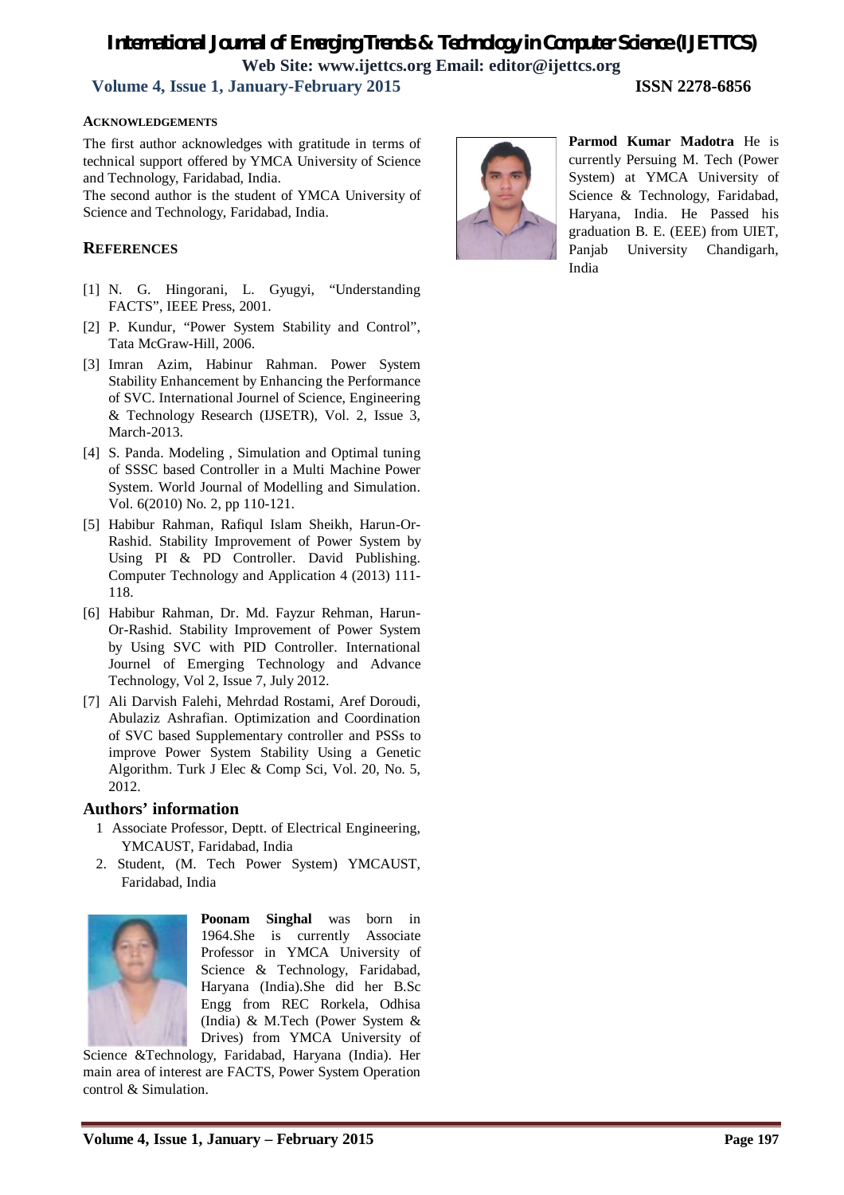### ACKNOWLEDGEMENTS

The first author acknowledges with gratitude in terms of technical support offered by YMCA University of Science and Technology, Faridabad, India.

The second author is the student of YMCA University of Science and Technology, Faridabad, India.

## REFERENCES

[1] N. G. Hingorani, L. Gyugyi, "Understanding FACTS", IEEE Press, 2001.

[2] P. Kundur, "Power System Stability and Control", Tata McGraw-Hill, 2006.

[3] Imran Azim, Habinur Rahman. Power System Stability Enhancement by Enhancing the Performance of SVC. International Journel of Science, Engineering & Technology Research (IJSETR), Vol. 2, Issue 3, March-2013.

[4] S. Panda. Modeling , Simulation and Optimal tuning of SSSC based Controller in a Multi Machine Power System. World Journal of Modelling and Simulation. Vol. 6(2010) No. 2, pp 110-121.

[5] Habibur Rahman, Rafiqul Islam Sheikh, Harun-Or-Rashid. Stability Improvement of Power System by Using PI & PD Controller. David Publishing. Computer Technology and Application 4 (2013) 111-118.

[6] Habibur Rahman, Dr. Md. Fayzur Rehman, Harun-Or-Rashid. Stability Improvement of Power System by Using SVC with PID Controller. International Journel of Emerging Technology and Advance Technology, Vol 2, Issue 7, July 2012.

[7] Ali Darvish Falehi, Mehrdad Rostami, Aref Doroudi, Abulaziz Ashrafian. Optimization and Coordination of SVC based Supplementary controller and PSSs to improve Power System Stability Using a Genetic Algorithm. Turk J Elec & Comp Sci, Vol. 20, No. 5, 2012.

## Authors' information

1 Associate Professor, Deptt. of Electrical Engineering, YMCAUST, Faridabad, India

2. Student, (M. Tech Power System) YMCAUST, Faridabad, India

**Poonam Singhal** was born in 1964.She is currently Associate Professor in YMCA University of Science & Technology, Faridabad, Haryana (India).She did her B.Sc Engg from REC Rorkela, Odhisa (India) & M.Tech (Power System & Drives) from YMCA University of Science &Technology, Faridabad, Haryana (India). Her main area of interest are FACTS, Power System Operation control & Simulation.

**Parmod Kumar Madotra** He is currently Persuing M. Tech (Power System) at YMCA University of Science & Technology, Faridabad, Haryana, India. He Passed his graduation B. E. (EEE) from UIET, Panjab University Chandigarh, India